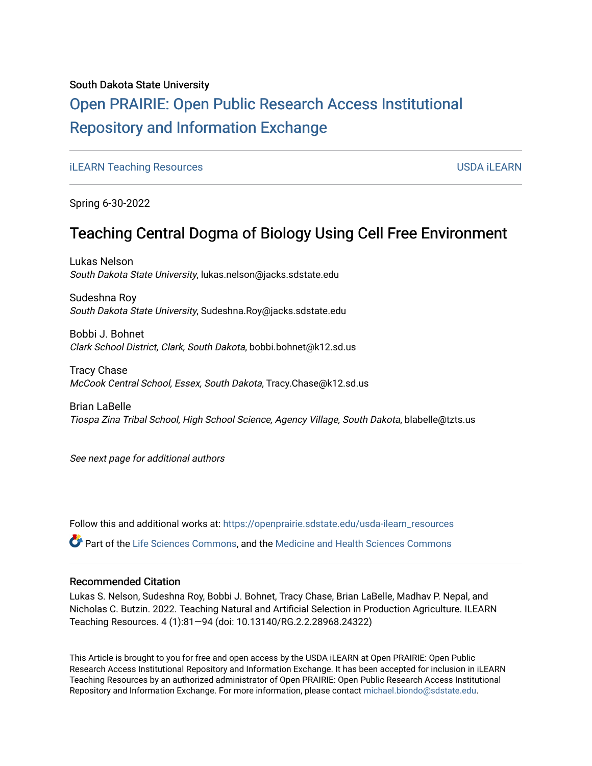South Dakota State University

# Open PRAIRIE: Open Public Research Access Institutional Repository and Information Exchange

iLEARN Teaching Resources | USDA iLEARN

Spring 6-30-2022

## Teaching Central Dogma of Biology Using Cell Free Environment

Lukas Nelson
*South Dakota State University*, lukas.nelson@jacks.sdstate.edu

Sudeshna Roy
*South Dakota State University*, Sudeshna.Roy@jacks.sdstate.edu

Bobbi J. Bohnet
*Clark School District, Clark, South Dakota*, bobbi.bohnet@k12.sd.us

Tracy Chase
*McCook Central School, Essex, South Dakota*, Tracy.Chase@k12.sd.us

Brian LaBelle
*Tiospa Zina Tribal School, High School Science, Agency Village, South Dakota*, blabelle@tzts.us

*See next page for additional authors*

Follow this and additional works at: https://openprairie.sdstate.edu/usda-ilearn_resources

Part of the Life Sciences Commons, and the Medicine and Health Sciences Commons

### Recommended Citation

Lukas S. Nelson, Sudeshna Roy, Bobbi J. Bohnet, Tracy Chase, Brian LaBelle, Madhav P. Nepal, and Nicholas C. Butzin. 2022. Teaching Natural and Artificial Selection in Production Agriculture. ILEARN Teaching Resources. 4 (1):81—94 (doi: 10.13140/RG.2.2.28968.24322)

This Article is brought to you for free and open access by the USDA iLEARN at Open PRAIRIE: Open Public Research Access Institutional Repository and Information Exchange. It has been accepted for inclusion in iLEARN Teaching Resources by an authorized administrator of Open PRAIRIE: Open Public Research Access Institutional Repository and Information Exchange. For more information, please contact michael.biondo@sdstate.edu.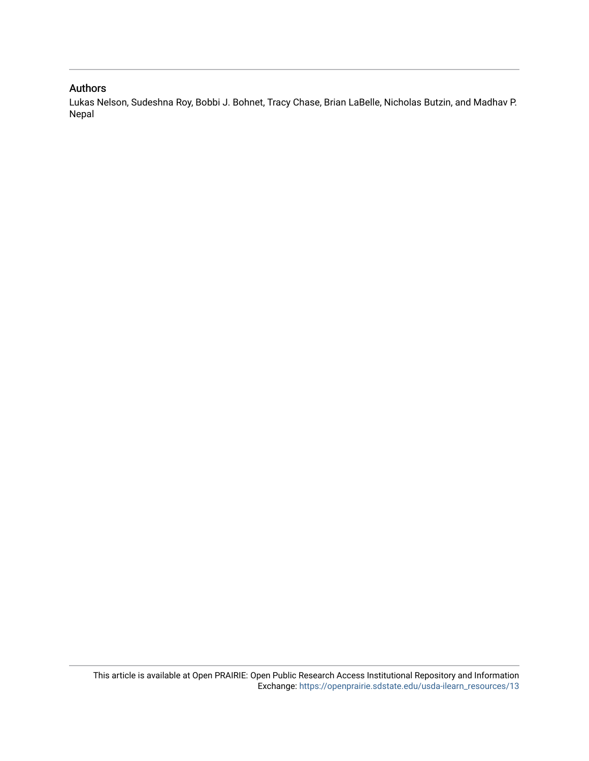## Authors

Lukas Nelson, Sudeshna Roy, Bobbi J. Bohnet, Tracy Chase, Brian LaBelle, Nicholas Butzin, and Madhav P. Nepal

This article is available at Open PRAIRIE: Open Public Research Access Institutional Repository and Information Exchange: https://openprairie.sdstate.edu/usda-ilearn_resources/13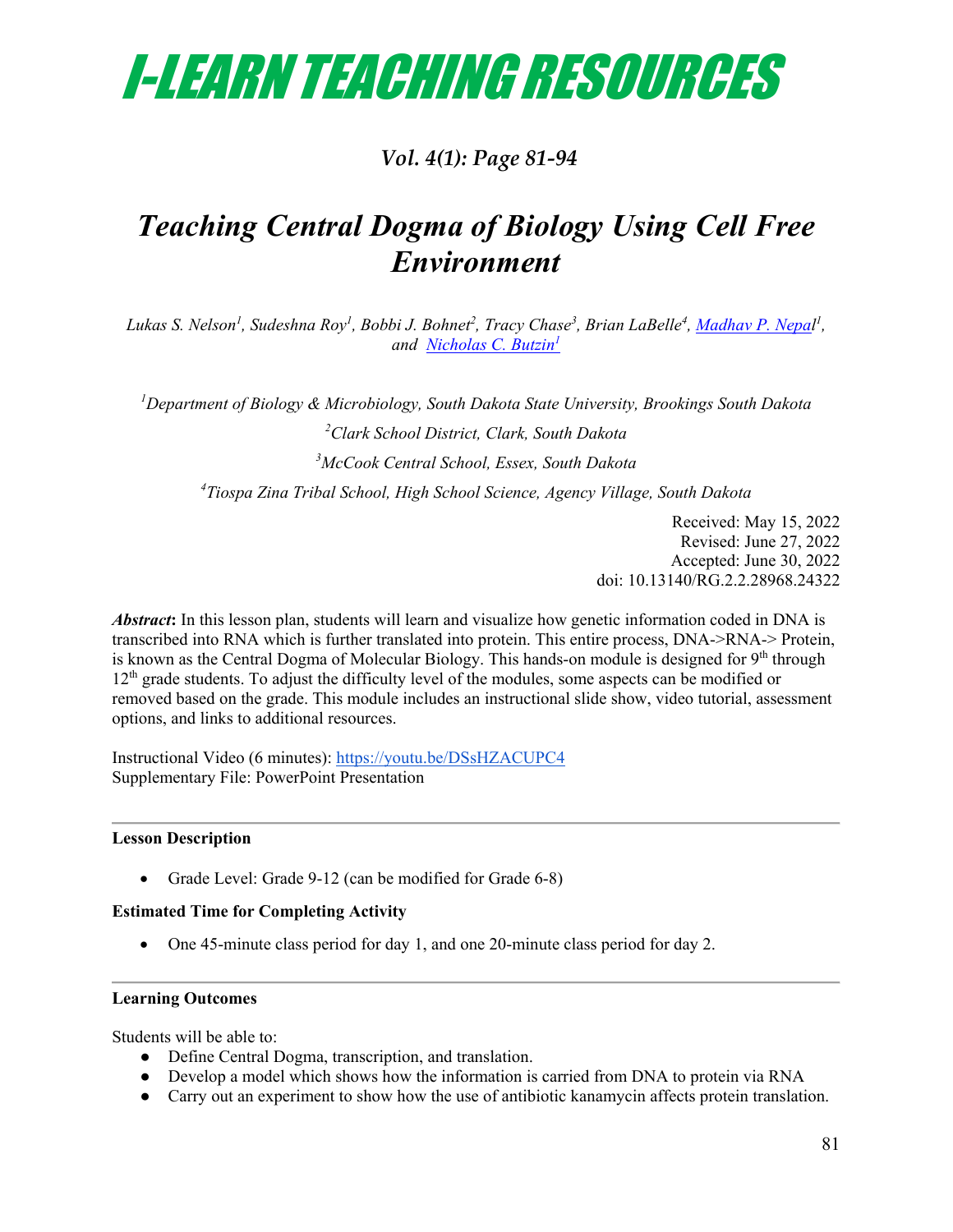# I-LEARN TEACHING RESOURCES

## *Teaching Central Dogma of Biology Using Cell Free Environment*

*Lukas S. Nelson[1], Sudeshna Roy[1], Bobbi J. Bohnet[2], Tracy Chase[3], Brian LaBelle[4], Madhav P. Nepal[1], and Nicholas C. Butzin[1]*

*[1]Department of Biology & Microbiology, South Dakota State University, Brookings South Dakota*

*[2]Clark School District, Clark, South Dakota*

*[3]McCook Central School, Essex, South Dakota*

*[4]Tiospa Zina Tribal School, High School Science, Agency Village, South Dakota*

Received: May 15, 2022
Revised: June 27, 2022
Accepted: June 30, 2022
doi: 10.13140/RG.2.2.28968.24322

***Abstract*:** In this lesson plan, students will learn and visualize how genetic information coded in DNA is transcribed into RNA which is further translated into protein. This entire process, DNA->RNA-> Protein, is known as the Central Dogma of Molecular Biology. This hands-on module is designed for 9th through 12th grade students. To adjust the difficulty level of the modules, some aspects can be modified or removed based on the grade. This module includes an instructional slide show, video tutorial, assessment options, and links to additional resources.

Instructional Video (6 minutes): https://youtu.be/DSsHZACUPC4
Supplementary File: PowerPoint Presentation

**Lesson Description**

- Grade Level: Grade 9-12 (can be modified for Grade 6-8)

**Estimated Time for Completing Activity**

- One 45-minute class period for day 1, and one 20-minute class period for day 2.

**Learning Outcomes**

Students will be able to:

- Define Central Dogma, transcription, and translation.
- Develop a model which shows how the information is carried from DNA to protein via RNA
- Carry out an experiment to show how the use of antibiotic kanamycin affects protein translation.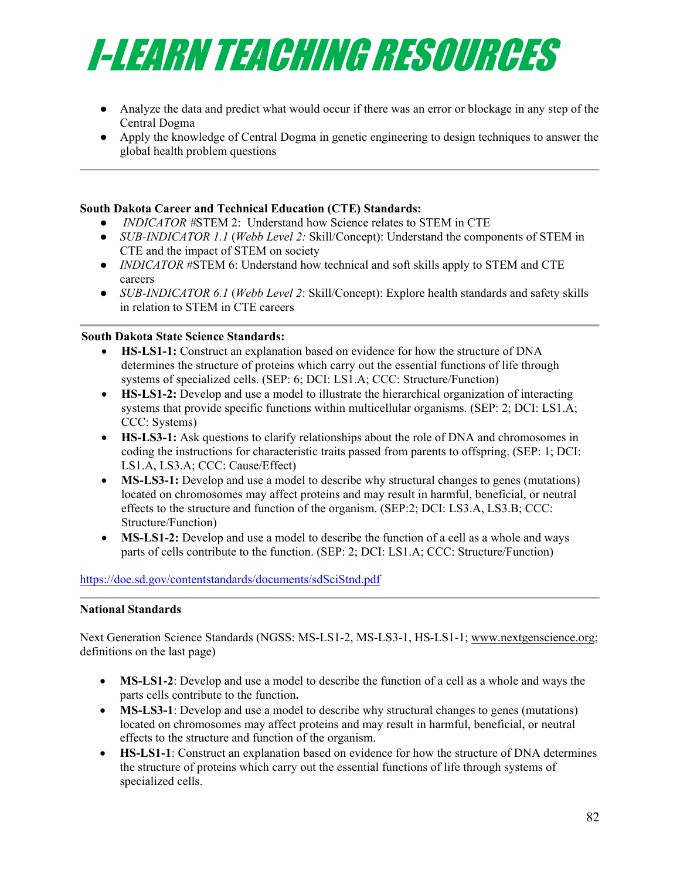- Analyze the data and predict what would occur if there was an error or blockage in any step of the Central Dogma
- Apply the knowledge of Central Dogma in genetic engineering to design techniques to answer the global health problem questions

---

**South Dakota Career and Technical Education (CTE) Standards:**

- *INDICATOR* #STEM 2: Understand how Science relates to STEM in CTE
- *SUB-INDICATOR 1.1* (*Webb Level 2:* Skill/Concept): Understand the components of STEM in CTE and the impact of STEM on society
- *INDICATOR* #STEM 6: Understand how technical and soft skills apply to STEM and CTE careers
- *SUB-INDICATOR 6.1* (*Webb Level 2*: Skill/Concept): Explore health standards and safety skills in relation to STEM in CTE careers

---

**South Dakota State Science Standards:**

- **HS-LS1-1:** Construct an explanation based on evidence for how the structure of DNA determines the structure of proteins which carry out the essential functions of life through systems of specialized cells. (SEP: 6; DCI: LS1.A; CCC: Structure/Function)
- **HS-LS1-2:** Develop and use a model to illustrate the hierarchical organization of interacting systems that provide specific functions within multicellular organisms. (SEP: 2; DCI: LS1.A; CCC: Systems)
- **HS-LS3-1:** Ask questions to clarify relationships about the role of DNA and chromosomes in coding the instructions for characteristic traits passed from parents to offspring. (SEP: 1; DCI: LS1.A, LS3.A; CCC: Cause/Effect)
- **MS-LS3-1:** Develop and use a model to describe why structural changes to genes (mutations) located on chromosomes may affect proteins and may result in harmful, beneficial, or neutral effects to the structure and function of the organism. (SEP:2; DCI: LS3.A, LS3.B; CCC: Structure/Function)
- **MS-LS1-2:** Develop and use a model to describe the function of a cell as a whole and ways parts of cells contribute to the function. (SEP: 2; DCI: LS1.A; CCC: Structure/Function)

https://doe.sd.gov/contentstandards/documents/sdSciStnd.pdf

---

**National Standards**

Next Generation Science Standards (NGSS: MS-LS1-2, MS-LS3-1, HS-LS1-1; www.nextgenscience.org; definitions on the last page)

- **MS-LS1-2**: Develop and use a model to describe the function of a cell as a whole and ways the parts cells contribute to the function**.**
- **MS-LS3-1**: Develop and use a model to describe why structural changes to genes (mutations) located on chromosomes may affect proteins and may result in harmful, beneficial, or neutral effects to the structure and function of the organism.
- **HS-LS1-1**: Construct an explanation based on evidence for how the structure of DNA determines the structure of proteins which carry out the essential functions of life through systems of specialized cells.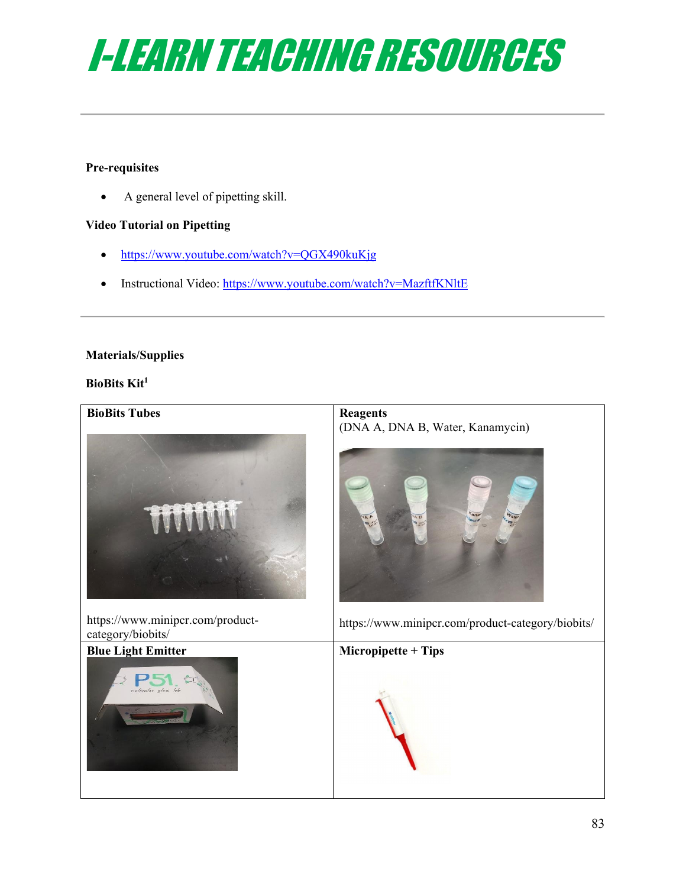# I-LEARN TEACHING RESOURCES

**Pre-requisites**

- A general level of pipetting skill.

**Video Tutorial on Pipetting**

- https://www.youtube.com/watch?v=QGX490kuKjg
- Instructional Video: https://www.youtube.com/watch?v=MazftfKNltE

**Materials/Supplies**

**BioBits Kit**[1]

| **BioBits Tubes** | **Reagents** (DNA A, DNA B, Water, Kanamycin) |
|---|---|
| https://www.minipcr.com/product-category/biobits/ | https://www.minipcr.com/product-category/biobits/ |
| **Blue Light Emitter** | **Micropipette + Tips** |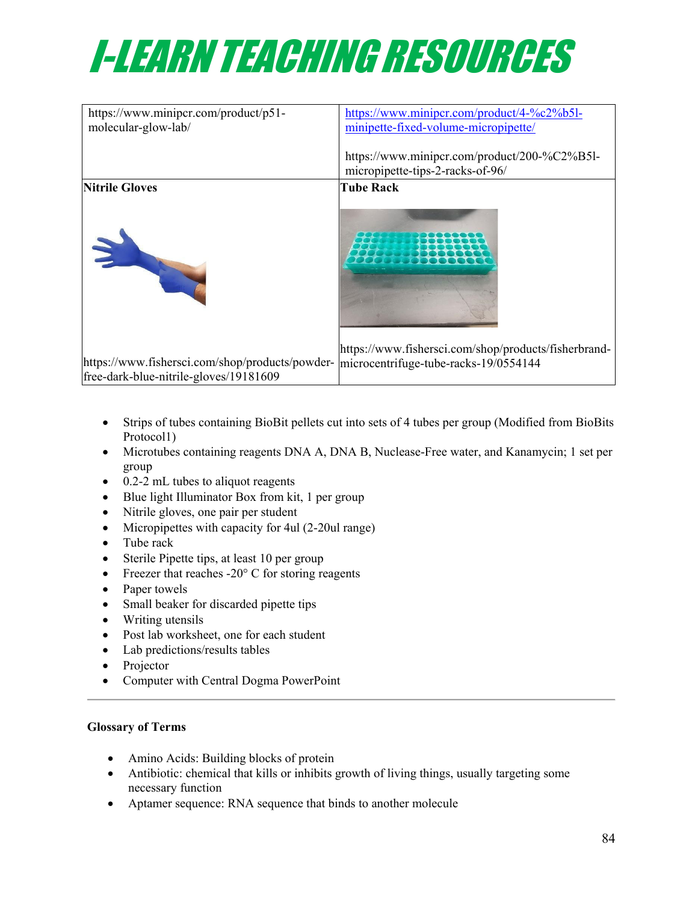| https://www.minipcr.com/product/p51-molecular-glow-lab/ | https://www.minipcr.com/product/4-%c2%b5l-minipette-fixed-volume-micropipette/ https://www.minipcr.com/product/200-%C2%B5l-micropipette-tips-2-racks-of-96/ |
| --- | --- |
| **Nitrile Gloves** https://www.fishersci.com/shop/products/powder-free-dark-blue-nitrile-gloves/19181609 | **Tube Rack** https://www.fishersci.com/shop/products/fisherbrand-microcentrifuge-tube-racks-19/0554144 |

- Strips of tubes containing BioBit pellets cut into sets of 4 tubes per group (Modified from BioBits Protocol1)
- Microtubes containing reagents DNA A, DNA B, Nuclease-Free water, and Kanamycin; 1 set per group
- 0.2-2 mL tubes to aliquot reagents
- Blue light Illuminator Box from kit, 1 per group
- Nitrile gloves, one pair per student
- Micropipettes with capacity for 4ul (2-20ul range)
- Tube rack
- Sterile Pipette tips, at least 10 per group
- Freezer that reaches -20° C for storing reagents
- Paper towels
- Small beaker for discarded pipette tips
- Writing utensils
- Post lab worksheet, one for each student
- Lab predictions/results tables
- Projector
- Computer with Central Dogma PowerPoint

---

**Glossary of Terms**

- Amino Acids: Building blocks of protein
- Antibiotic: chemical that kills or inhibits growth of living things, usually targeting some necessary function
- Aptamer sequence: RNA sequence that binds to another molecule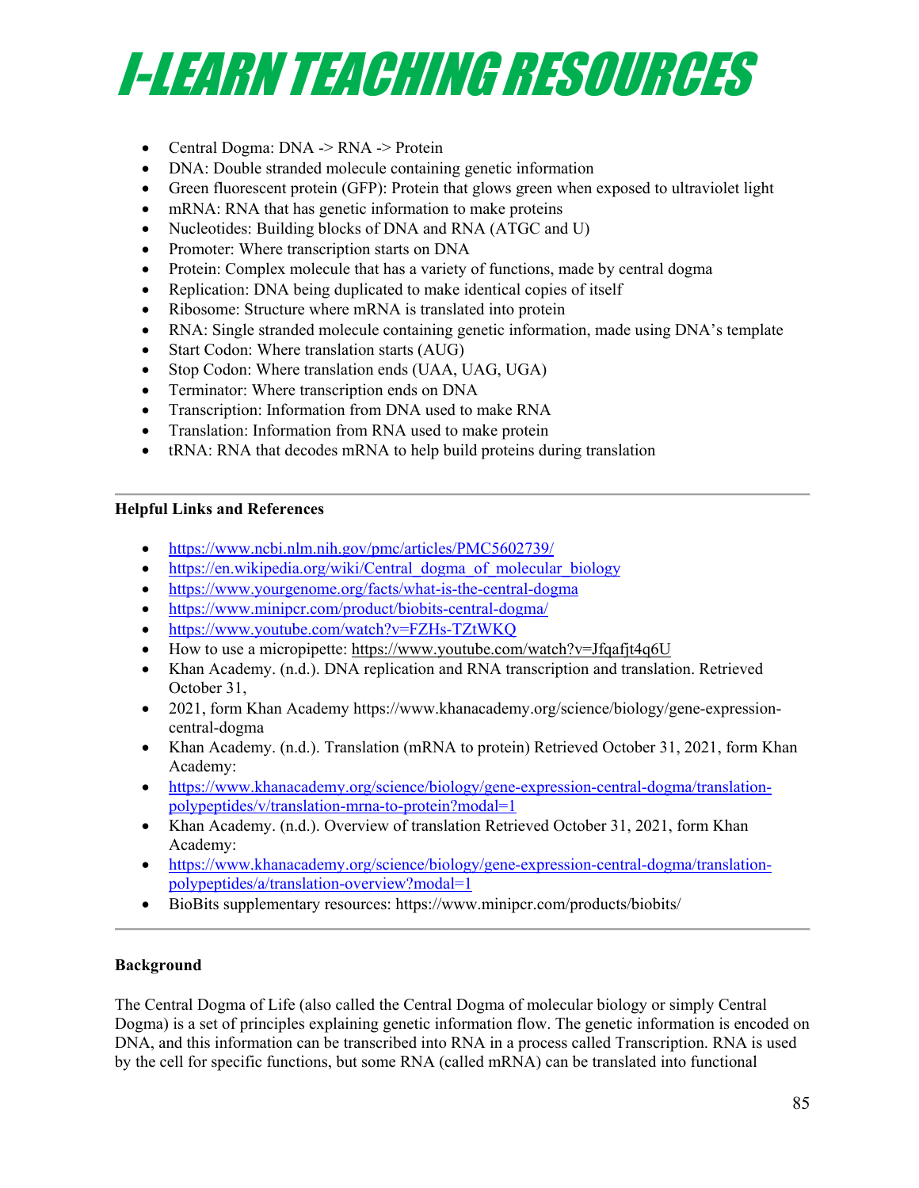- Central Dogma: DNA -> RNA -> Protein
- DNA: Double stranded molecule containing genetic information
- Green fluorescent protein (GFP): Protein that glows green when exposed to ultraviolet light
- mRNA: RNA that has genetic information to make proteins
- Nucleotides: Building blocks of DNA and RNA (ATGC and U)
- Promoter: Where transcription starts on DNA
- Protein: Complex molecule that has a variety of functions, made by central dogma
- Replication: DNA being duplicated to make identical copies of itself
- Ribosome: Structure where mRNA is translated into protein
- RNA: Single stranded molecule containing genetic information, made using DNA's template
- Start Codon: Where translation starts (AUG)
- Stop Codon: Where translation ends (UAA, UAG, UGA)
- Terminator: Where transcription ends on DNA
- Transcription: Information from DNA used to make RNA
- Translation: Information from RNA used to make protein
- tRNA: RNA that decodes mRNA to help build proteins during translation

---

**Helpful Links and References**

- https://www.ncbi.nlm.nih.gov/pmc/articles/PMC5602739/
- https://en.wikipedia.org/wiki/Central_dogma_of_molecular_biology
- https://www.yourgenome.org/facts/what-is-the-central-dogma
- https://www.minipcr.com/product/biobits-central-dogma/
- https://www.youtube.com/watch?v=FZHs-TZtWKQ
- How to use a micropipette: https://www.youtube.com/watch?v=Jfqafjt4q6U
- Khan Academy. (n.d.). DNA replication and RNA transcription and translation. Retrieved October 31,
- 2021, form Khan Academy https://www.khanacademy.org/science/biology/gene-expression-central-dogma
- Khan Academy. (n.d.). Translation (mRNA to protein) Retrieved October 31, 2021, form Khan Academy:
- https://www.khanacademy.org/science/biology/gene-expression-central-dogma/translation-polypeptides/v/translation-mrna-to-protein?modal=1
- Khan Academy. (n.d.). Overview of translation Retrieved October 31, 2021, form Khan Academy:
- https://www.khanacademy.org/science/biology/gene-expression-central-dogma/translation-polypeptides/a/translation-overview?modal=1
- BioBits supplementary resources: https://www.minipcr.com/products/biobits/

---

**Background**

The Central Dogma of Life (also called the Central Dogma of molecular biology or simply Central Dogma) is a set of principles explaining genetic information flow. The genetic information is encoded on DNA, and this information can be transcribed into RNA in a process called Transcription. RNA is used by the cell for specific functions, but some RNA (called mRNA) can be translated into functional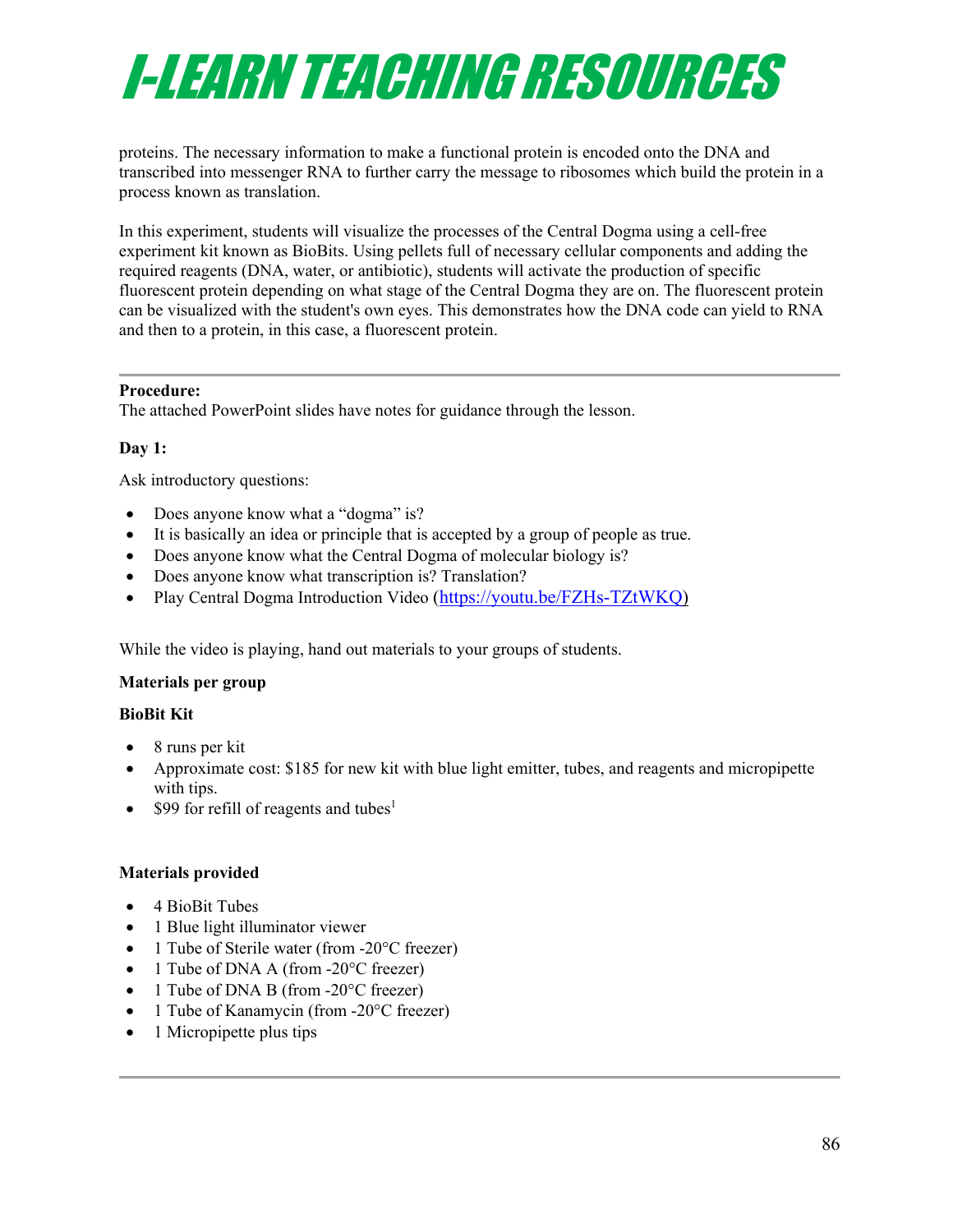proteins. The necessary information to make a functional protein is encoded onto the DNA and transcribed into messenger RNA to further carry the message to ribosomes which build the protein in a process known as translation.

In this experiment, students will visualize the processes of the Central Dogma using a cell-free experiment kit known as BioBits. Using pellets full of necessary cellular components and adding the required reagents (DNA, water, or antibiotic), students will activate the production of specific fluorescent protein depending on what stage of the Central Dogma they are on. The fluorescent protein can be visualized with the student's own eyes. This demonstrates how the DNA code can yield to RNA and then to a protein, in this case, a fluorescent protein.

---

**Procedure:**
The attached PowerPoint slides have notes for guidance through the lesson.

**Day 1:**

Ask introductory questions:

- Does anyone know what a "dogma" is?
- It is basically an idea or principle that is accepted by a group of people as true.
- Does anyone know what the Central Dogma of molecular biology is?
- Does anyone know what transcription is? Translation?
- Play Central Dogma Introduction Video (https://youtu.be/FZHs-TZtWKQ)

While the video is playing, hand out materials to your groups of students.

**Materials per group**

**BioBit Kit**

- 8 runs per kit
- Approximate cost: $185 for new kit with blue light emitter, tubes, and reagents and micropipette with tips.
- $99 for refill of reagents and tubes[1]

**Materials provided**

- 4 BioBit Tubes
- 1 Blue light illuminator viewer
- 1 Tube of Sterile water (from -20°C freezer)
- 1 Tube of DNA A (from -20°C freezer)
- 1 Tube of DNA B (from -20°C freezer)
- 1 Tube of Kanamycin (from -20°C freezer)
- 1 Micropipette plus tips

---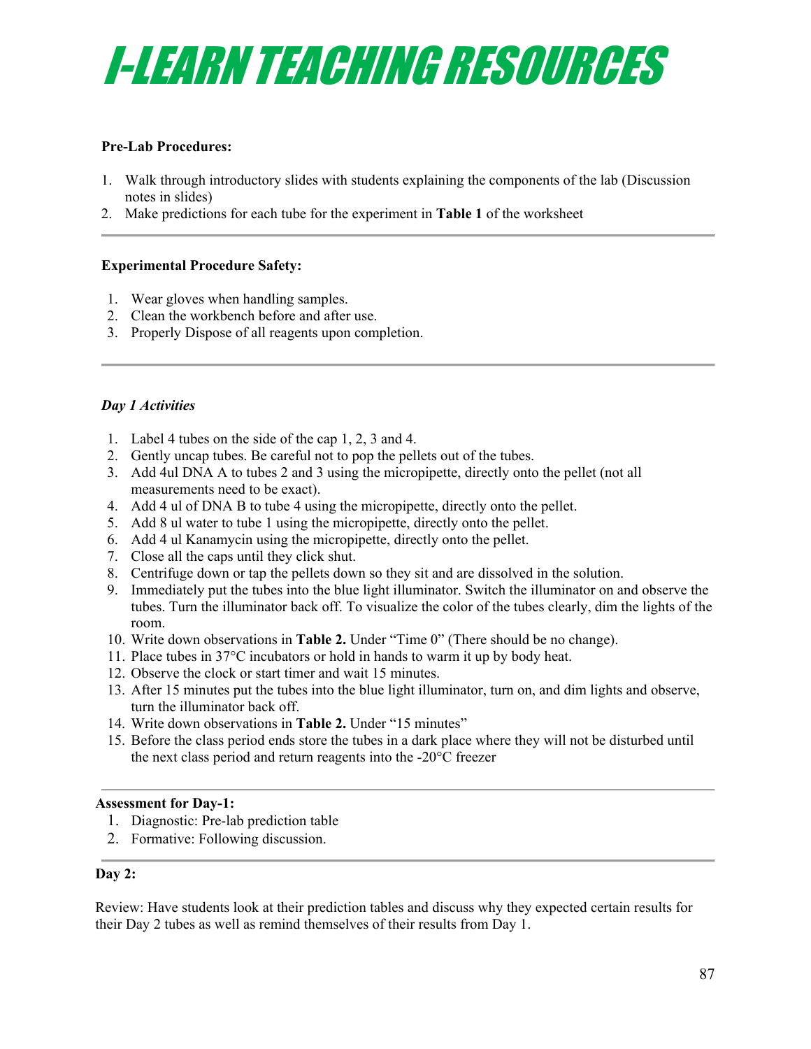# I-LEARN TEACHING RESOURCES

**Pre-Lab Procedures:**

1. Walk through introductory slides with students explaining the components of the lab (Discussion notes in slides)
2. Make predictions for each tube for the experiment in **Table 1** of the worksheet

---

**Experimental Procedure Safety:**

1. Wear gloves when handling samples.
2. Clean the workbench before and after use.
3. Properly Dispose of all reagents upon completion.

---

***Day 1 Activities***

1. Label 4 tubes on the side of the cap 1, 2, 3 and 4.
2. Gently uncap tubes. Be careful not to pop the pellets out of the tubes.
3. Add 4ul DNA A to tubes 2 and 3 using the micropipette, directly onto the pellet (not all measurements need to be exact).
4. Add 4 ul of DNA B to tube 4 using the micropipette, directly onto the pellet.
5. Add 8 ul water to tube 1 using the micropipette, directly onto the pellet.
6. Add 4 ul Kanamycin using the micropipette, directly onto the pellet.
7. Close all the caps until they click shut.
8. Centrifuge down or tap the pellets down so they sit and are dissolved in the solution.
9. Immediately put the tubes into the blue light illuminator. Switch the illuminator on and observe the tubes. Turn the illuminator back off. To visualize the color of the tubes clearly, dim the lights of the room.
10. Write down observations in **Table 2.** Under "Time 0" (There should be no change).
11. Place tubes in 37°C incubators or hold in hands to warm it up by body heat.
12. Observe the clock or start timer and wait 15 minutes.
13. After 15 minutes put the tubes into the blue light illuminator, turn on, and dim lights and observe, turn the illuminator back off.
14. Write down observations in **Table 2.** Under "15 minutes"
15. Before the class period ends store the tubes in a dark place where they will not be disturbed until the next class period and return reagents into the -20°C freezer

---

**Assessment for Day-1:**

1. Diagnostic: Pre-lab prediction table
2. Formative: Following discussion.

---

**Day 2:**

Review: Have students look at their prediction tables and discuss why they expected certain results for their Day 2 tubes as well as remind themselves of their results from Day 1.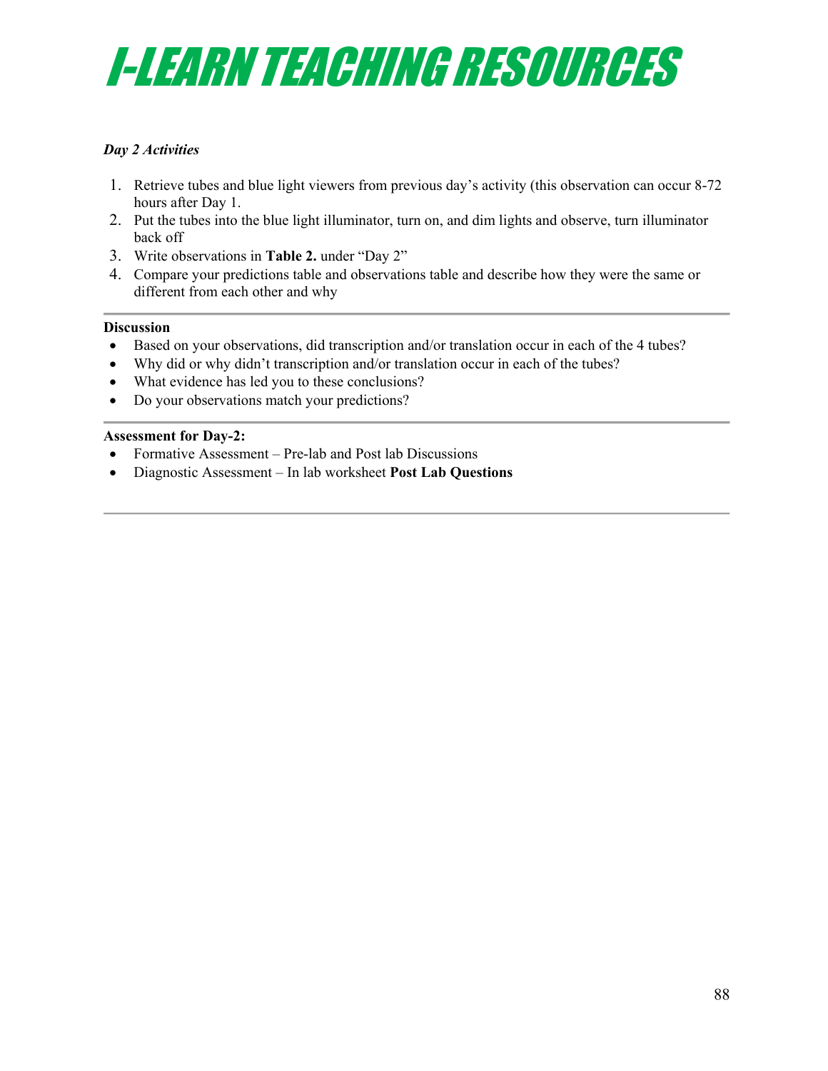# I-LEARN TEACHING RESOURCES

***Day 2 Activities***

1. Retrieve tubes and blue light viewers from previous day's activity (this observation can occur 8-72 hours after Day 1.
2. Put the tubes into the blue light illuminator, turn on, and dim lights and observe, turn illuminator back off
3. Write observations in **Table 2.** under "Day 2"
4. Compare your predictions table and observations table and describe how they were the same or different from each other and why

---

**Discussion**

- Based on your observations, did transcription and/or translation occur in each of the 4 tubes?
- Why did or why didn't transcription and/or translation occur in each of the tubes?
- What evidence has led you to these conclusions?
- Do your observations match your predictions?

---

**Assessment for Day-2:**

- Formative Assessment – Pre-lab and Post lab Discussions
- Diagnostic Assessment – In lab worksheet **Post Lab Questions**

---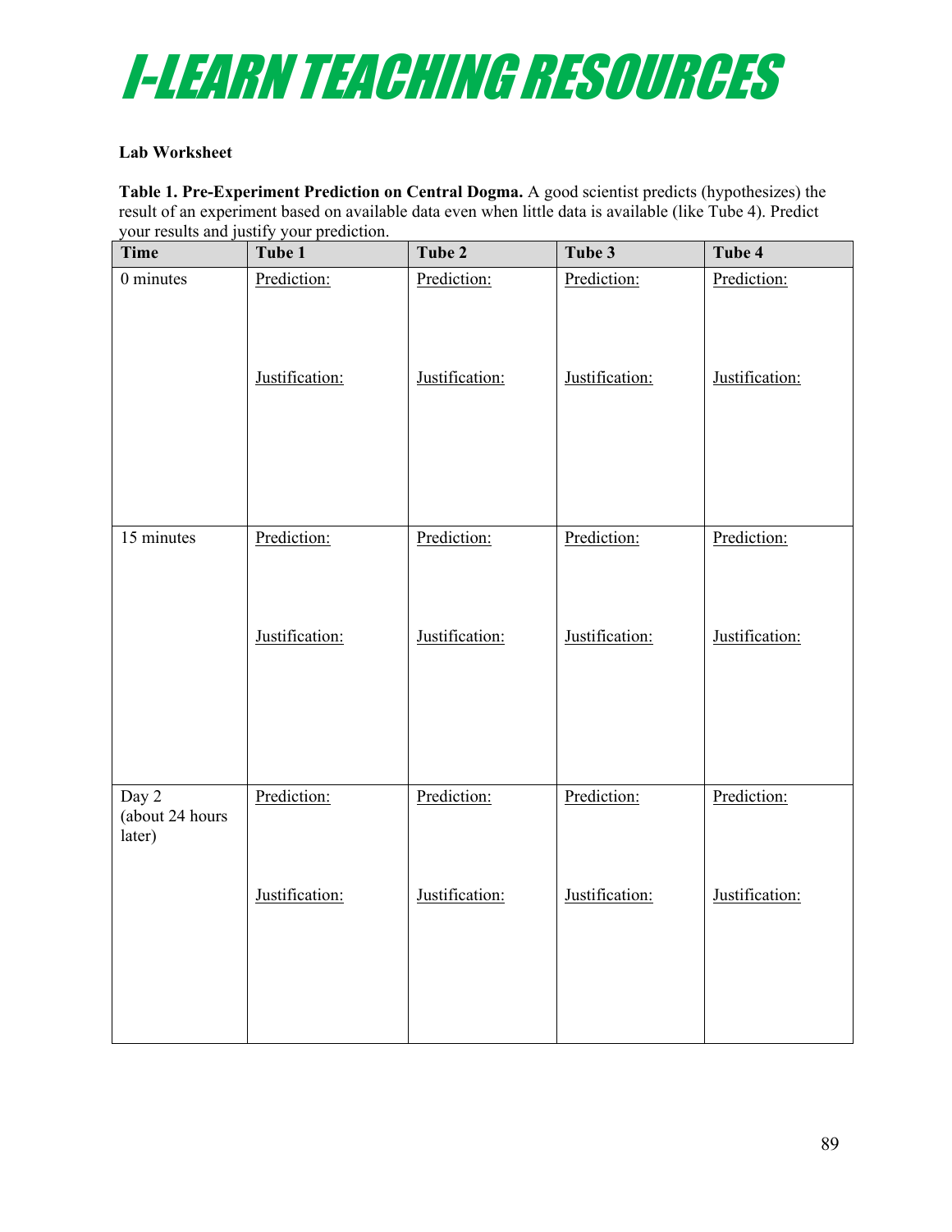# I-LEARN TEACHING RESOURCES

**Lab Worksheet**

**Table 1. Pre-Experiment Prediction on Central Dogma.** A good scientist predicts (hypothesizes) the result of an experiment based on available data even when little data is available (like Tube 4). Predict your results and justify your prediction.

| Time | Tube 1 | Tube 2 | Tube 3 | Tube 4 |
|---|---|---|---|---|
| 0 minutes | Prediction:<br><br>Justification: | Prediction:<br><br>Justification: | Prediction:<br><br>Justification: | Prediction:<br><br>Justification: |
| 15 minutes | Prediction:<br><br>Justification: | Prediction:<br><br>Justification: | Prediction:<br><br>Justification: | Prediction:<br><br>Justification: |
| Day 2 (about 24 hours later) | Prediction:<br><br>Justification: | Prediction:<br><br>Justification: | Prediction:<br><br>Justification: | Prediction:<br><br>Justification: |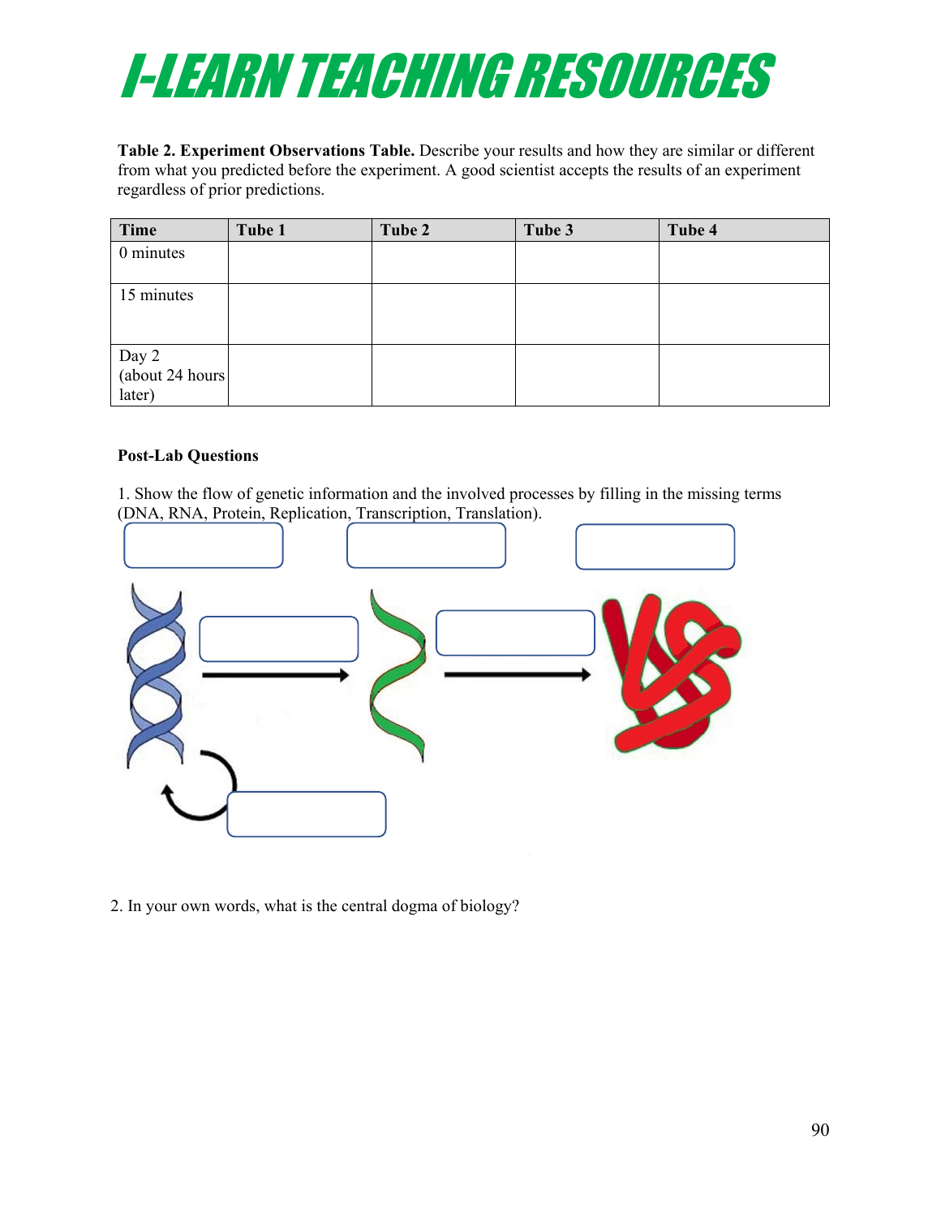# I-LEARN TEACHING RESOURCES

**Table 2. Experiment Observations Table.** Describe your results and how they are similar or different from what you predicted before the experiment. A good scientist accepts the results of an experiment regardless of prior predictions.

| Time | Tube 1 | Tube 2 | Tube 3 | Tube 4 |
|---|---|---|---|---|
| 0 minutes | | | | |
| 15 minutes | | | | |
| Day 2 (about 24 hours later) | | | | |

**Post-Lab Questions**

1. Show the flow of genetic information and the involved processes by filling in the missing terms (DNA, RNA, Protein, Replication, Transcription, Translation).

2. In your own words, what is the central dogma of biology?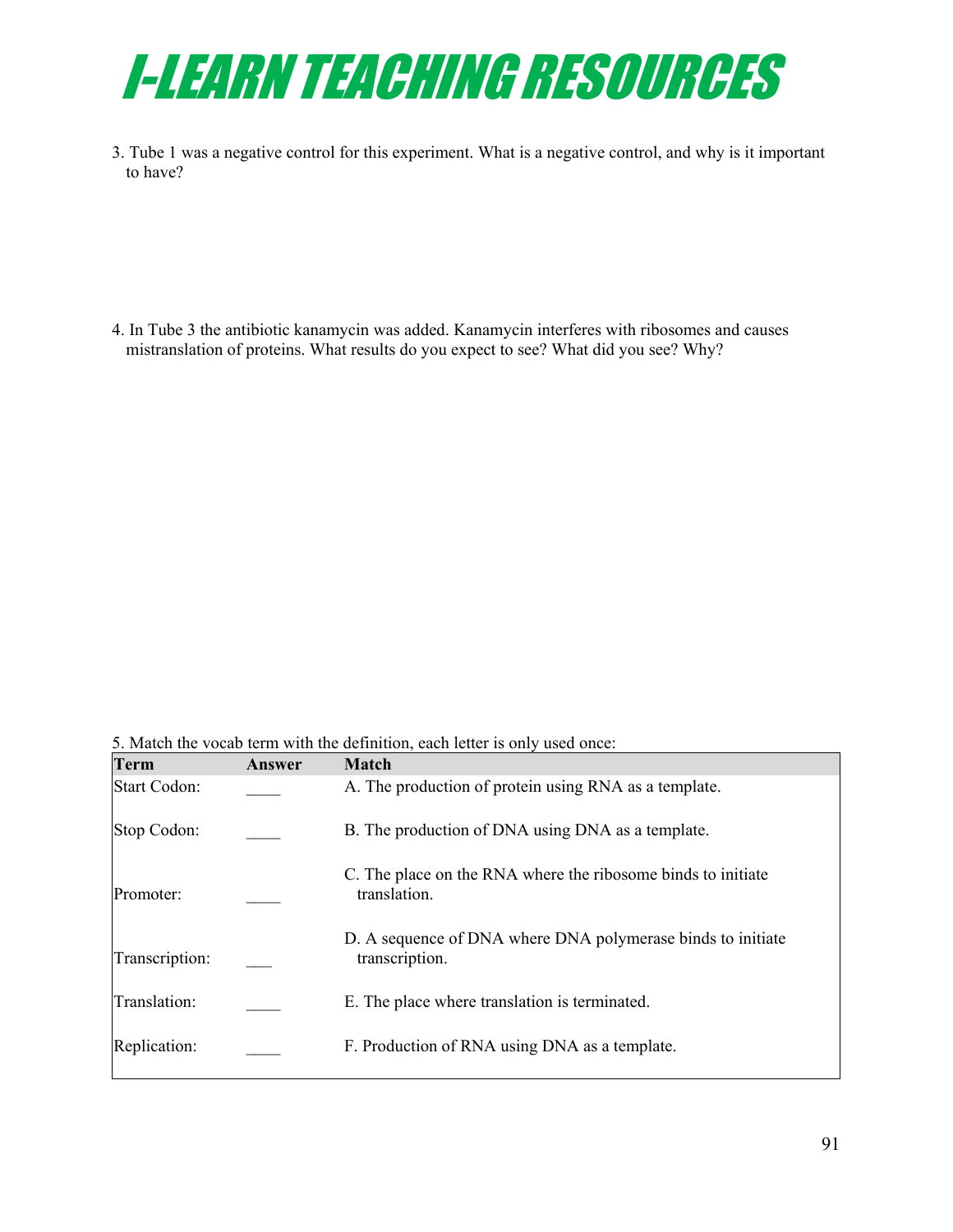# I-LEARN TEACHING RESOURCES

3. Tube 1 was a negative control for this experiment. What is a negative control, and why is it important to have?

4. In Tube 3 the antibiotic kanamycin was added. Kanamycin interferes with ribosomes and causes mistranslation of proteins. What results do you expect to see? What did you see? Why?

5. Match the vocab term with the definition, each letter is only used once:

| Term | Answer | Match |
|---|---|---|
| Start Codon: | ____ | A. The production of protein using RNA as a template. |
| Stop Codon: | ____ | B. The production of DNA using DNA as a template. |
| Promoter: | ____ | C. The place on the RNA where the ribosome binds to initiate translation. |
| Transcription: | ___ | D. A sequence of DNA where DNA polymerase binds to initiate transcription. |
| Translation: | ____ | E. The place where translation is terminated. |
| Replication: | ____ | F. Production of RNA using DNA as a template. |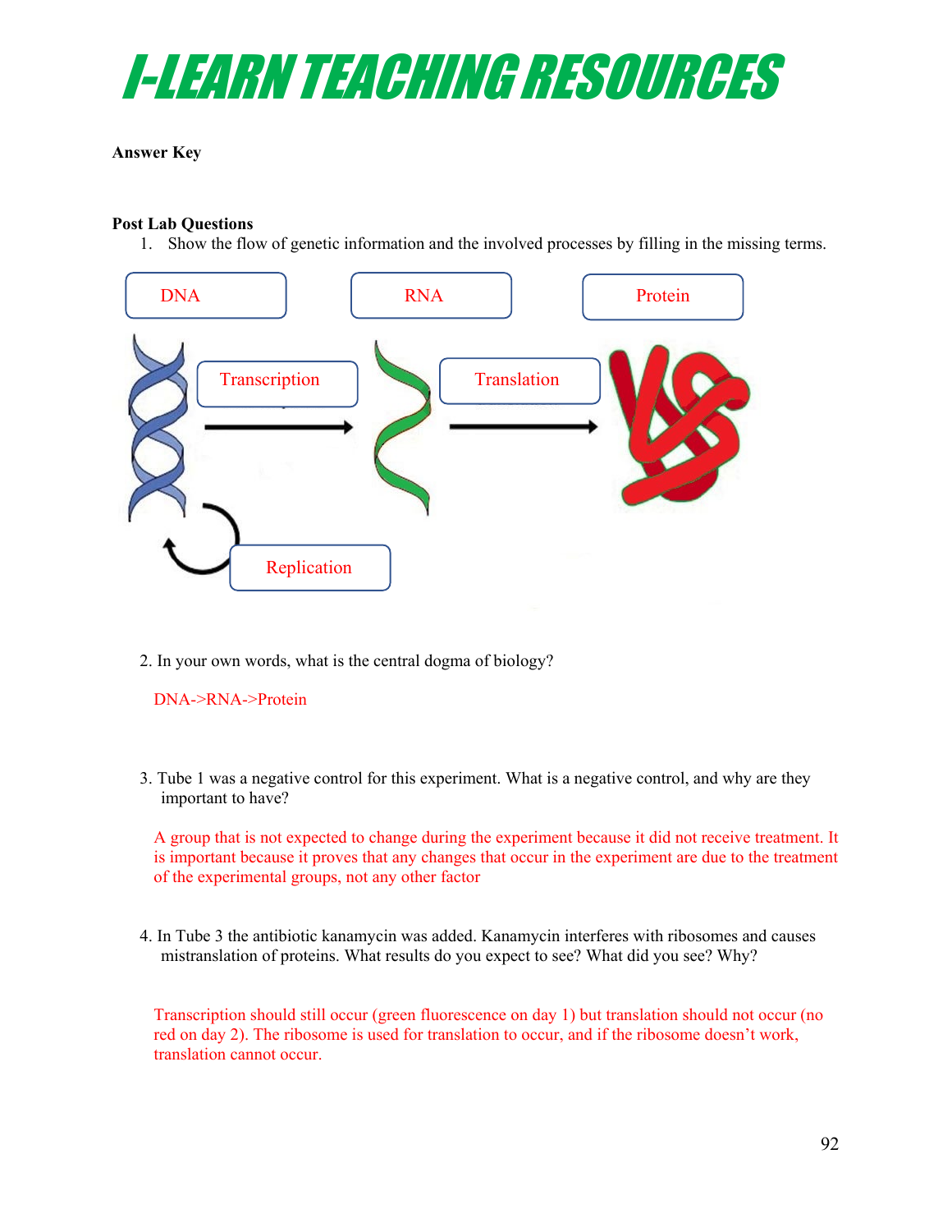# I-LEARN TEACHING RESOURCES

**Answer Key**

**Post Lab Questions**

1. Show the flow of genetic information and the involved processes by filling in the missing terms.

DNA → (Transcription) → RNA → (Translation) → Protein

DNA → (Replication) → DNA

2. In your own words, what is the central dogma of biology?

   DNA->RNA->Protein

3. Tube 1 was a negative control for this experiment. What is a negative control, and why are they important to have?

   A group that is not expected to change during the experiment because it did not receive treatment. It is important because it proves that any changes that occur in the experiment are due to the treatment of the experimental groups, not any other factor

4. In Tube 3 the antibiotic kanamycin was added. Kanamycin interferes with ribosomes and causes mistranslation of proteins. What results do you expect to see? What did you see? Why?

   Transcription should still occur (green fluorescence on day 1) but translation should not occur (no red on day 2). The ribosome is used for translation to occur, and if the ribosome doesn't work, translation cannot occur.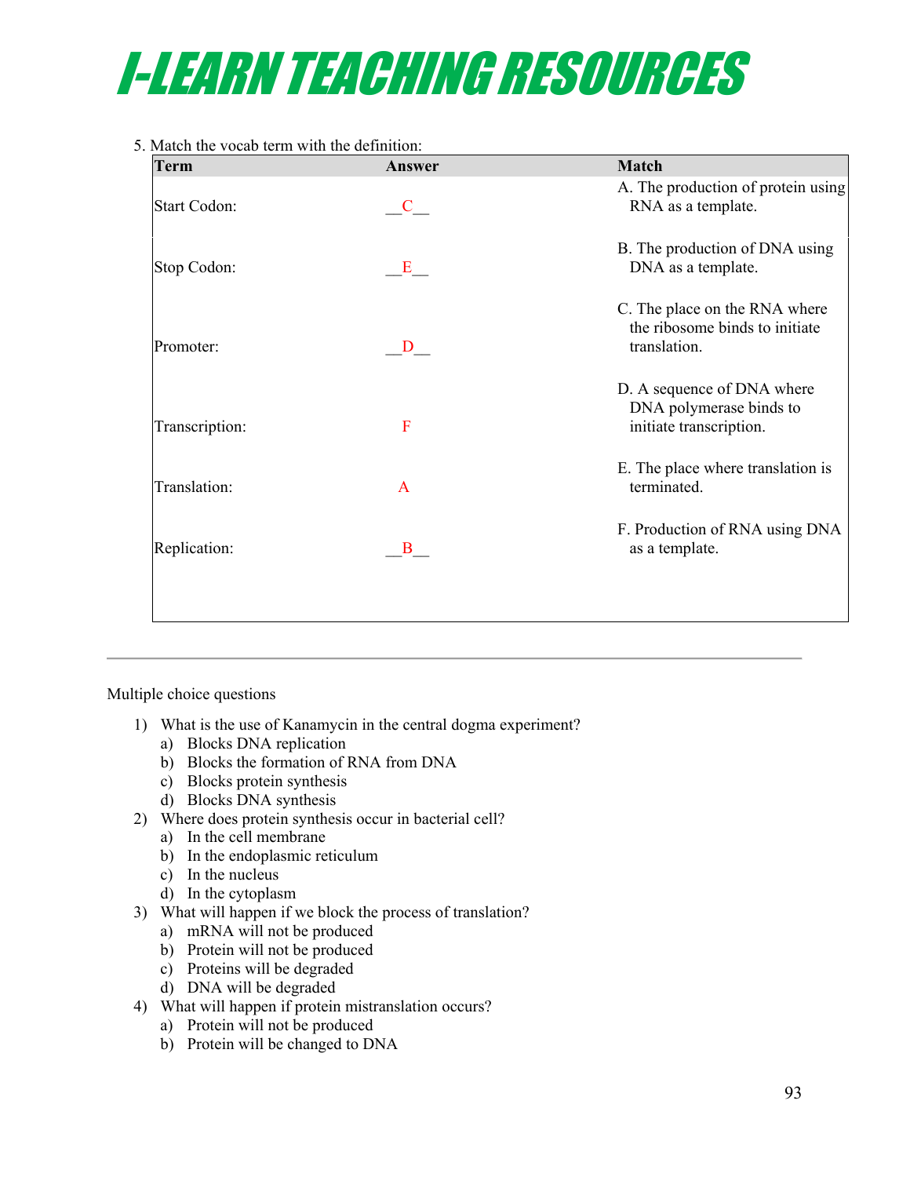# I-LEARN TEACHING RESOURCES

5. Match the vocab term with the definition:

| Term | Answer | Match |
|---|---|---|
| Start Codon: | \_\_C\_\_ | A. The production of protein using RNA as a template. |
| Stop Codon: | \_\_E\_\_ | B. The production of DNA using DNA as a template. |
| Promoter: | \_\_D\_\_ | C. The place on the RNA where the ribosome binds to initiate translation. |
| Transcription: | F | D. A sequence of DNA where DNA polymerase binds to initiate transcription. |
| Translation: | A | E. The place where translation is terminated. |
| Replication: | \_\_B\_\_ | F. Production of RNA using DNA as a template. |

---

Multiple choice questions

1) What is the use of Kanamycin in the central dogma experiment?
   a) Blocks DNA replication
   b) Blocks the formation of RNA from DNA
   c) Blocks protein synthesis
   d) Blocks DNA synthesis
2) Where does protein synthesis occur in bacterial cell?
   a) In the cell membrane
   b) In the endoplasmic reticulum
   c) In the nucleus
   d) In the cytoplasm
3) What will happen if we block the process of translation?
   a) mRNA will not be produced
   b) Protein will not be produced
   c) Proteins will be degraded
   d) DNA will be degraded
4) What will happen if protein mistranslation occurs?
   a) Protein will not be produced
   b) Protein will be changed to DNA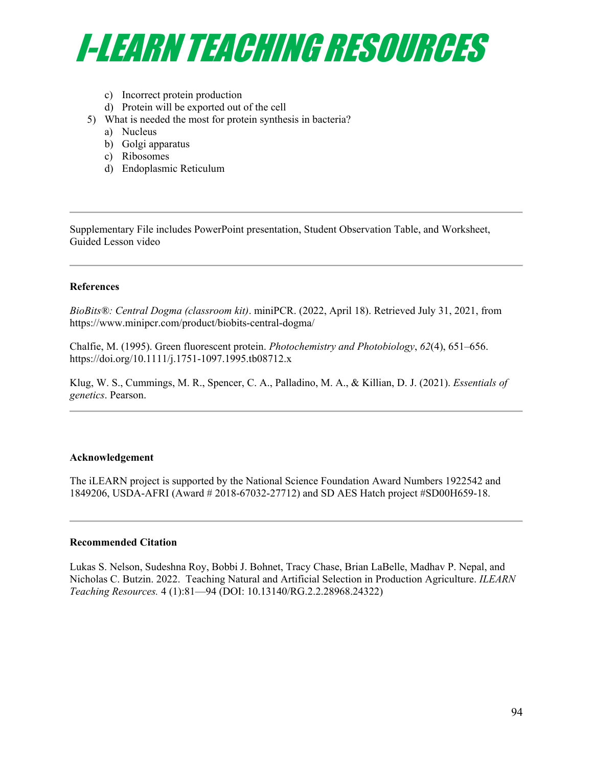c) Incorrect protein production
d) Protein will be exported out of the cell

5) What is needed the most for protein synthesis in bacteria?
   a) Nucleus
   b) Golgi apparatus
   c) Ribosomes
   d) Endoplasmic Reticulum

---

Supplementary File includes PowerPoint presentation, Student Observation Table, and Worksheet, Guided Lesson video

---

**References**

*BioBits®: Central Dogma (classroom kit)*. miniPCR. (2022, April 18). Retrieved July 31, 2021, from https://www.minipcr.com/product/biobits-central-dogma/

Chalfie, M. (1995). Green fluorescent protein. *Photochemistry and Photobiology*, *62*(4), 651–656. https://doi.org/10.1111/j.1751-1097.1995.tb08712.x

Klug, W. S., Cummings, M. R., Spencer, C. A., Palladino, M. A., & Killian, D. J. (2021). *Essentials of genetics*. Pearson.

---

**Acknowledgement**

The iLEARN project is supported by the National Science Foundation Award Numbers 1922542 and 1849206, USDA-AFRI (Award # 2018-67032-27712) and SD AES Hatch project #SD00H659-18.

---

**Recommended Citation**

Lukas S. Nelson, Sudeshna Roy, Bobbi J. Bohnet, Tracy Chase, Brian LaBelle, Madhav P. Nepal, and Nicholas C. Butzin. 2022. Teaching Natural and Artificial Selection in Production Agriculture. *ILEARN Teaching Resources.* 4 (1):81—94 (DOI: 10.13140/RG.2.2.28968.24322)